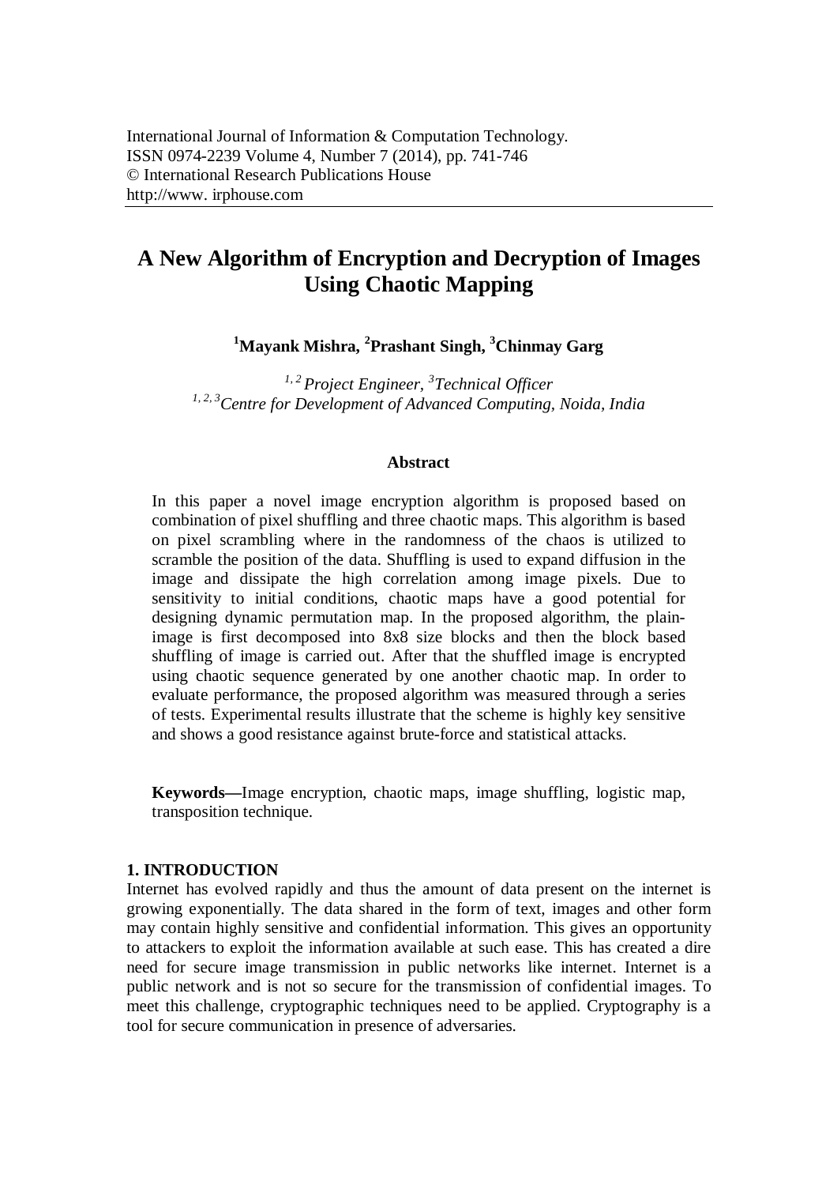International Journal of Information & Computation Technology.
ISSN 0974-2239 Volume 4, Number 7 (2014), pp. 741-746
© International Research Publications House
http://www. irphouse.com

# A New Algorithm of Encryption and Decryption of Images Using Chaotic Mapping

**[1]Mayank Mishra, [2]Prashant Singh, [3]Chinmay Garg**

*[1, 2] Project Engineer, [3]Technical Officer*
*[1, 2, 3]Centre for Development of Advanced Computing, Noida, India*

### Abstract

In this paper a novel image encryption algorithm is proposed based on combination of pixel shuffling and three chaotic maps. This algorithm is based on pixel scrambling where in the randomness of the chaos is utilized to scramble the position of the data. Shuffling is used to expand diffusion in the image and dissipate the high correlation among image pixels. Due to sensitivity to initial conditions, chaotic maps have a good potential for designing dynamic permutation map. In the proposed algorithm, the plain-image is first decomposed into 8x8 size blocks and then the block based shuffling of image is carried out. After that the shuffled image is encrypted using chaotic sequence generated by one another chaotic map. In order to evaluate performance, the proposed algorithm was measured through a series of tests. Experimental results illustrate that the scheme is highly key sensitive and shows a good resistance against brute-force and statistical attacks.

**Keywords—**Image encryption, chaotic maps, image shuffling, logistic map, transposition technique.

## 1. INTRODUCTION

Internet has evolved rapidly and thus the amount of data present on the internet is growing exponentially. The data shared in the form of text, images and other form may contain highly sensitive and confidential information. This gives an opportunity to attackers to exploit the information available at such ease. This has created a dire need for secure image transmission in public networks like internet. Internet is a public network and is not so secure for the transmission of confidential images. To meet this challenge, cryptographic techniques need to be applied. Cryptography is a tool for secure communication in presence of adversaries.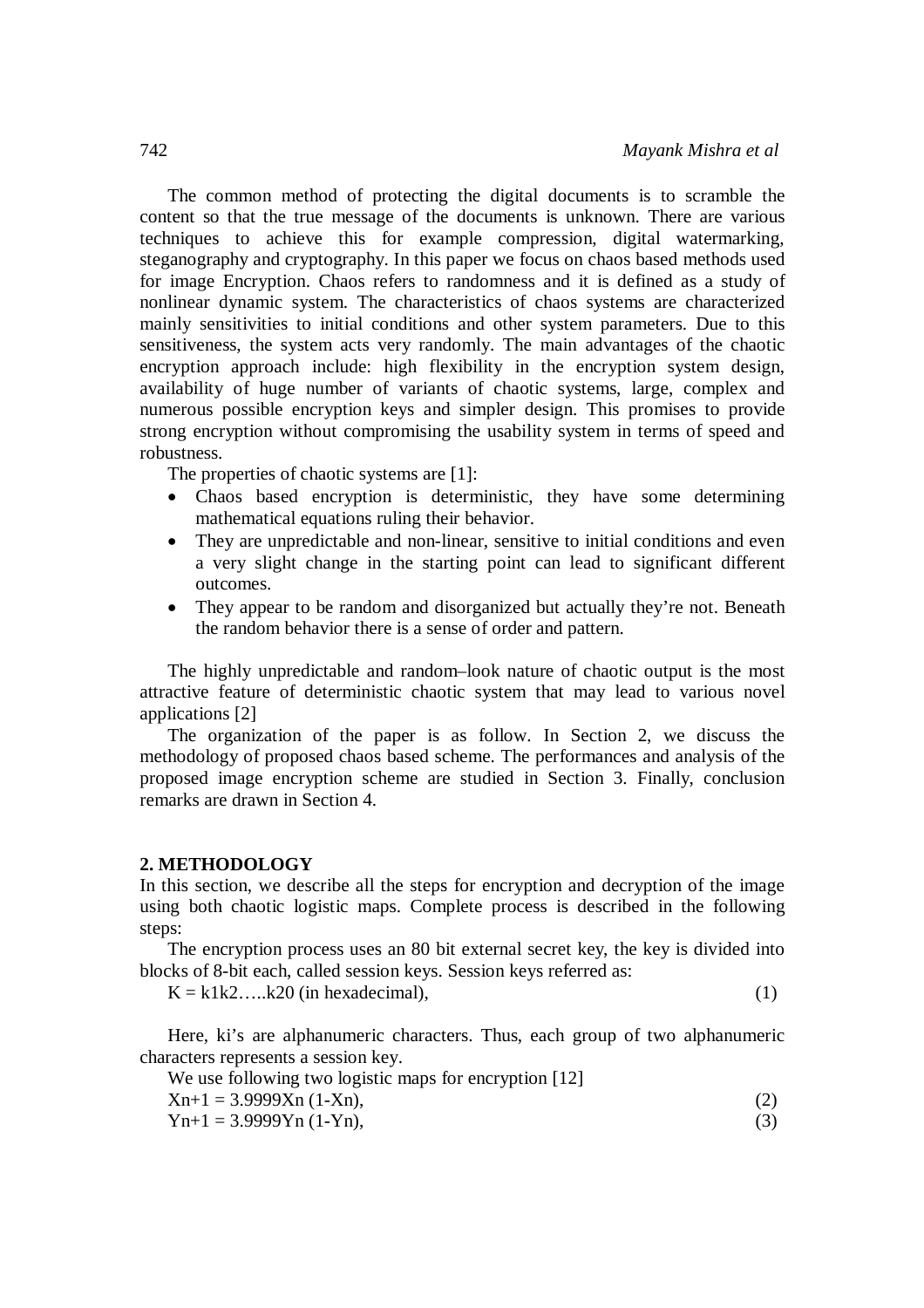The common method of protecting the digital documents is to scramble the content so that the true message of the documents is unknown. There are various techniques to achieve this for example compression, digital watermarking, steganography and cryptography. In this paper we focus on chaos based methods used for image Encryption. Chaos refers to randomness and it is defined as a study of nonlinear dynamic system. The characteristics of chaos systems are characterized mainly sensitivities to initial conditions and other system parameters. Due to this sensitiveness, the system acts very randomly. The main advantages of the chaotic encryption approach include: high flexibility in the encryption system design, availability of huge number of variants of chaotic systems, large, complex and numerous possible encryption keys and simpler design. This promises to provide strong encryption without compromising the usability system in terms of speed and robustness.

The properties of chaotic systems are [1]:

- Chaos based encryption is deterministic, they have some determining mathematical equations ruling their behavior.
- They are unpredictable and non-linear, sensitive to initial conditions and even a very slight change in the starting point can lead to significant different outcomes.
- They appear to be random and disorganized but actually they're not. Beneath the random behavior there is a sense of order and pattern.

The highly unpredictable and random–look nature of chaotic output is the most attractive feature of deterministic chaotic system that may lead to various novel applications [2]

The organization of the paper is as follow. In Section 2, we discuss the methodology of proposed chaos based scheme. The performances and analysis of the proposed image encryption scheme are studied in Section 3. Finally, conclusion remarks are drawn in Section 4.

## 2. METHODOLOGY

In this section, we describe all the steps for encryption and decryption of the image using both chaotic logistic maps. Complete process is described in the following steps:

The encryption process uses an 80 bit external secret key, the key is divided into blocks of 8-bit each, called session keys. Session keys referred as:

$$K = k_1 k_2 \ldots k_{20} \text{ (in hexadecimal)}, \tag{1}$$

Here, $k_i$'s are alphanumeric characters. Thus, each group of two alphanumeric characters represents a session key.

We use following two logistic maps for encryption [12]

$$X_{n+1} = 3.9999 X_n (1 - X_n), \tag{2}$$

$$Y_{n+1} = 3.9999 Y_n (1 - Y_n), \tag{3}$$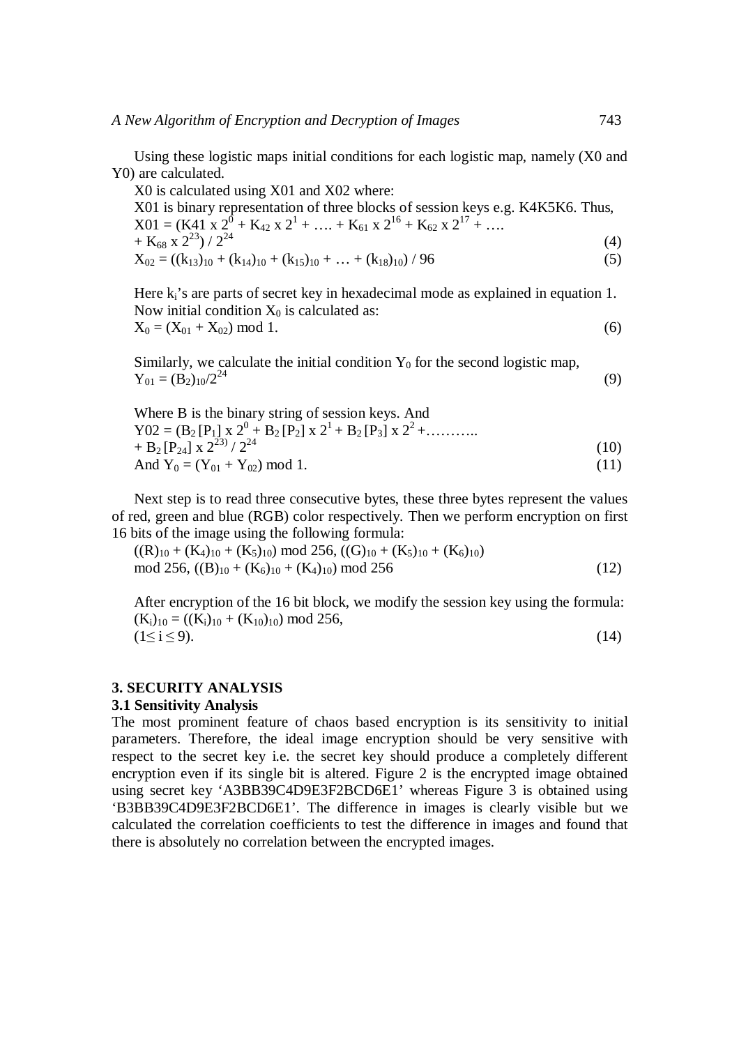Using these logistic maps initial conditions for each logistic map, namely (X0 and Y0) are calculated.

X0 is calculated using X01 and X02 where:

X01 is binary representation of three blocks of session keys e.g. K4K5K6. Thus,

$$X01 = (K41 \times 2^0 + K_{42} \times 2^1 + \ldots + K_{61} \times 2^{16} + K_{62} \times 2^{17} + \ldots + K_{68} \times 2^{23}) / 2^{24} \tag{4}$$

$$X_{02} = ((k_{13})_{10} + (k_{14})_{10} + (k_{15})_{10} + \ldots + (k_{18})_{10}) / 96 \tag{5}$$

Here $k_i$'s are parts of secret key in hexadecimal mode as explained in equation 1.

Now initial condition $X_0$ is calculated as:

$$X_0 = (X_{01} + X_{02}) \bmod 1. \tag{6}$$

Similarly, we calculate the initial condition $Y_0$ for the second logistic map,

$$Y_{01} = (B_2)_{10}/2^{24} \tag{9}$$

Where B is the binary string of session keys. And

$$Y02 = (B_2[P_1] \times 2^0 + B_2[P_2] \times 2^1 + B_2[P_3] \times 2^2 + \ldots\ldots\ldots + B_2[P_{24}] \times 2^{23)} / 2^{24} \tag{10}$$

$$\text{And } Y_0 = (Y_{01} + Y_{02}) \bmod 1. \tag{11}$$

Next step is to read three consecutive bytes, these three bytes represent the values of red, green and blue (RGB) color respectively. Then we perform encryption on first 16 bits of the image using the following formula:

$$((R)_{10} + (K_4)_{10} + (K_5)_{10}) \bmod 256,\ ((G)_{10} + (K_5)_{10} + (K_6)_{10}) \bmod 256,\ ((B)_{10} + (K_6)_{10} + (K_4)_{10}) \bmod 256 \tag{12}$$

After encryption of the 16 bit block, we modify the session key using the formula:

$$(K_i)_{10} = ((K_i)_{10} + (K_{10})_{10}) \bmod 256, \quad (1 \leq i \leq 9). \tag{14}$$

## 3. SECURITY ANALYSIS

### 3.1 Sensitivity Analysis

The most prominent feature of chaos based encryption is its sensitivity to initial parameters. Therefore, the ideal image encryption should be very sensitive with respect to the secret key i.e. the secret key should produce a completely different encryption even if its single bit is altered. Figure 2 is the encrypted image obtained using secret key 'A3BB39C4D9E3F2BCD6E1' whereas Figure 3 is obtained using 'B3BB39C4D9E3F2BCD6E1'. The difference in images is clearly visible but we calculated the correlation coefficients to test the difference in images and found that there is absolutely no correlation between the encrypted images.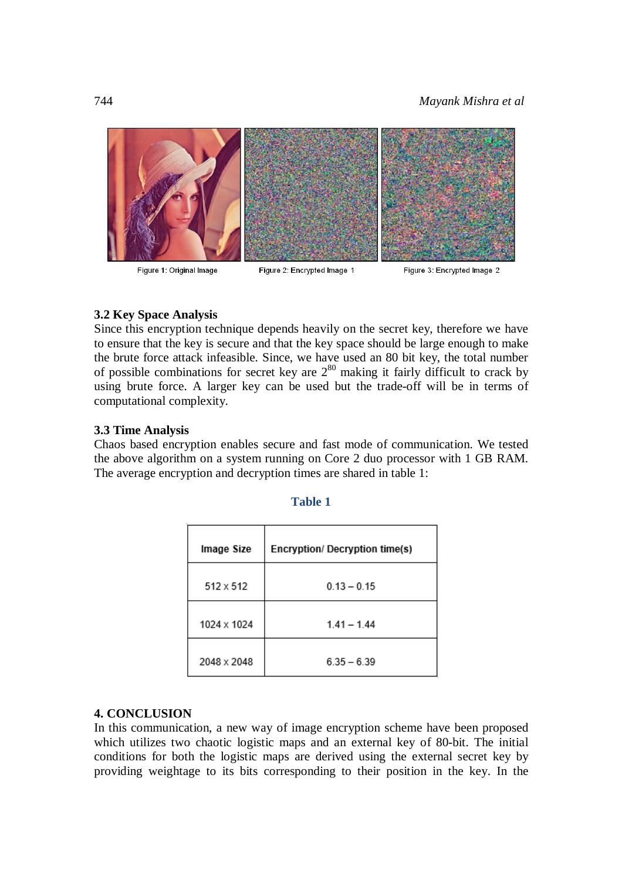Figure 1: Original Image

Figure 2: Encrypted Image 1

Figure 3: Encrypted Image 2

### 3.2 Key Space Analysis

Since this encryption technique depends heavily on the secret key, therefore we have to ensure that the key is secure and that the key space should be large enough to make the brute force attack infeasible. Since, we have used an 80 bit key, the total number of possible combinations for secret key are $2^{80}$ making it fairly difficult to crack by using brute force. A larger key can be used but the trade-off will be in terms of computational complexity.

### 3.3 Time Analysis

Chaos based encryption enables secure and fast mode of communication. We tested the above algorithm on a system running on Core 2 duo processor with 1 GB RAM. The average encryption and decryption times are shared in table 1:

**Table 1**

| Image Size | Encryption/ Decryption time(s) |
|---|---|
| 512 x 512 | 0.13 – 0.15 |
| 1024 x 1024 | 1.41 – 1.44 |
| 2048 x 2048 | 6.35 – 6.39 |

## 4. CONCLUSION

In this communication, a new way of image encryption scheme have been proposed which utilizes two chaotic logistic maps and an external key of 80-bit. The initial conditions for both the logistic maps are derived using the external secret key by providing weightage to its bits corresponding to their position in the key. In the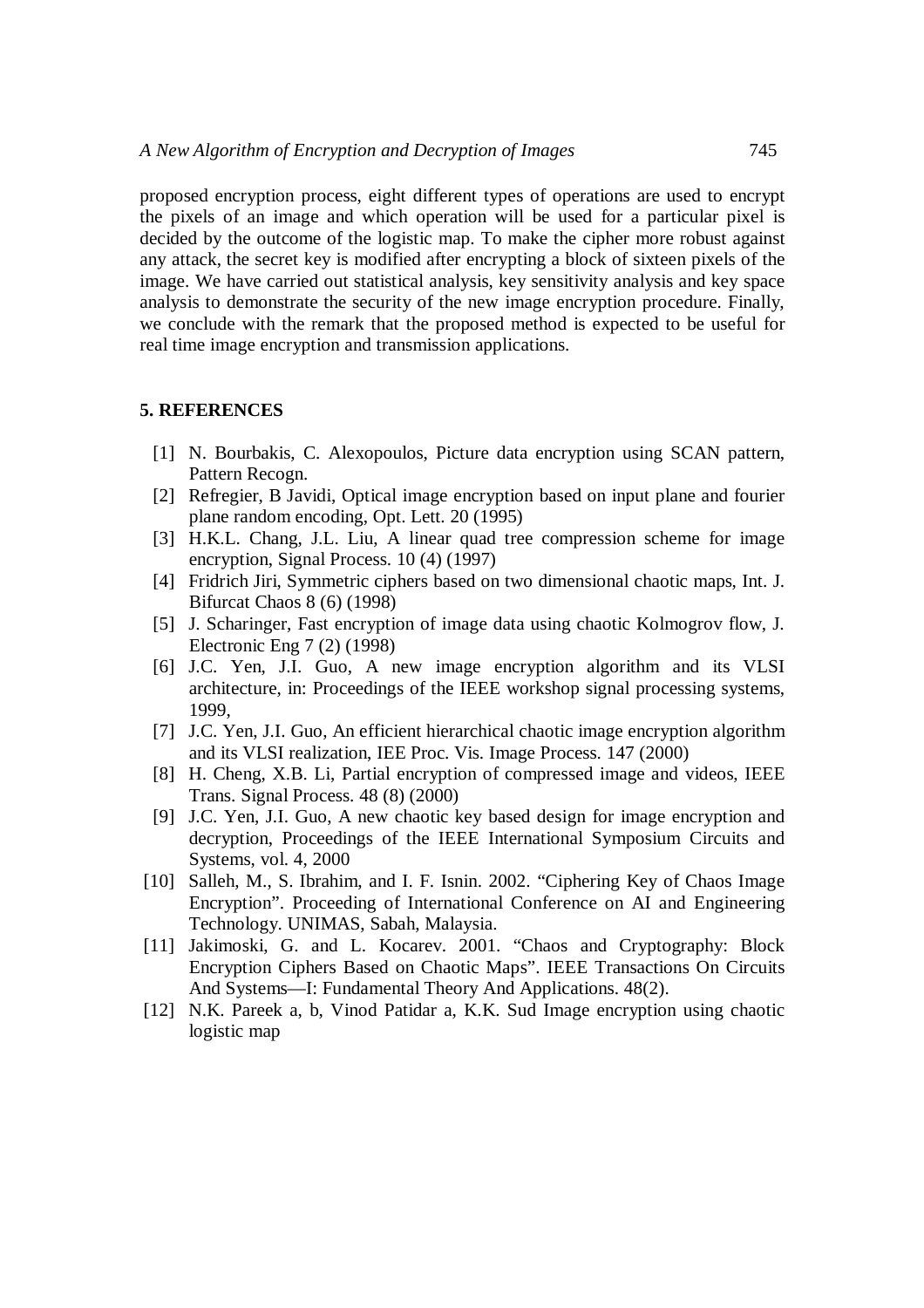proposed encryption process, eight different types of operations are used to encrypt the pixels of an image and which operation will be used for a particular pixel is decided by the outcome of the logistic map. To make the cipher more robust against any attack, the secret key is modified after encrypting a block of sixteen pixels of the image. We have carried out statistical analysis, key sensitivity analysis and key space analysis to demonstrate the security of the new image encryption procedure. Finally, we conclude with the remark that the proposed method is expected to be useful for real time image encryption and transmission applications.

## 5. REFERENCES

[1] N. Bourbakis, C. Alexopoulos, Picture data encryption using SCAN pattern, Pattern Recogn.

[2] Refregier, B Javidi, Optical image encryption based on input plane and fourier plane random encoding, Opt. Lett. 20 (1995)

[3] H.K.L. Chang, J.L. Liu, A linear quad tree compression scheme for image encryption, Signal Process. 10 (4) (1997)

[4] Fridrich Jiri, Symmetric ciphers based on two dimensional chaotic maps, Int. J. Bifurcat Chaos 8 (6) (1998)

[5] J. Scharinger, Fast encryption of image data using chaotic Kolmogrov flow, J. Electronic Eng 7 (2) (1998)

[6] J.C. Yen, J.I. Guo, A new image encryption algorithm and its VLSI architecture, in: Proceedings of the IEEE workshop signal processing systems, 1999,

[7] J.C. Yen, J.I. Guo, An efficient hierarchical chaotic image encryption algorithm and its VLSI realization, IEE Proc. Vis. Image Process. 147 (2000)

[8] H. Cheng, X.B. Li, Partial encryption of compressed image and videos, IEEE Trans. Signal Process. 48 (8) (2000)

[9] J.C. Yen, J.I. Guo, A new chaotic key based design for image encryption and decryption, Proceedings of the IEEE International Symposium Circuits and Systems, vol. 4, 2000

[10] Salleh, M., S. Ibrahim, and I. F. Isnin. 2002. "Ciphering Key of Chaos Image Encryption". Proceeding of International Conference on AI and Engineering Technology. UNIMAS, Sabah, Malaysia.

[11] Jakimoski, G. and L. Kocarev. 2001. "Chaos and Cryptography: Block Encryption Ciphers Based on Chaotic Maps". IEEE Transactions On Circuits And Systems—I: Fundamental Theory And Applications. 48(2).

[12] N.K. Pareek a, b, Vinod Patidar a, K.K. Sud Image encryption using chaotic logistic map